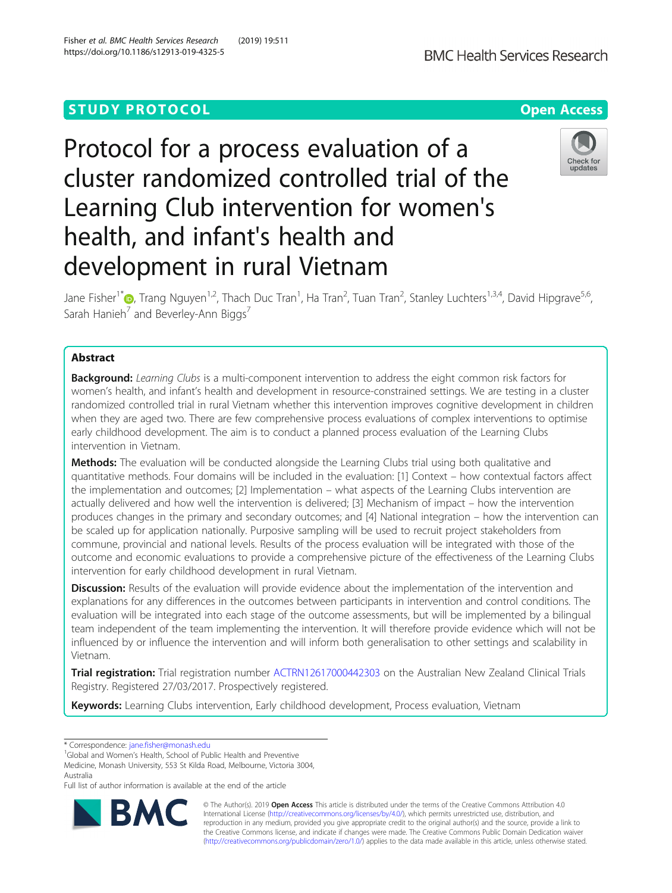STUDY PROTOCOL

Open Access

# Protocol for a process evaluation of a cluster randomized controlled trial of the Learning Club intervention for women's health, and infant's health and development in rural Vietnam

Jane Fisher[1*], Trang Nguyen[1,2], Thach Duc Tran[1], Ha Tran[2], Tuan Tran[2], Stanley Luchters[1,3,4], David Hipgrave[5,6], Sarah Hanieh[7] and Beverley-Ann Biggs[7]

## Abstract

**Background:** *Learning Clubs* is a multi-component intervention to address the eight common risk factors for women's health, and infant's health and development in resource-constrained settings. We are testing in a cluster randomized controlled trial in rural Vietnam whether this intervention improves cognitive development in children when they are aged two. There are few comprehensive process evaluations of complex interventions to optimise early childhood development. The aim is to conduct a planned process evaluation of the Learning Clubs intervention in Vietnam.

**Methods:** The evaluation will be conducted alongside the Learning Clubs trial using both qualitative and quantitative methods. Four domains will be included in the evaluation: [1] Context – how contextual factors affect the implementation and outcomes; [2] Implementation – what aspects of the Learning Clubs intervention are actually delivered and how well the intervention is delivered; [3] Mechanism of impact – how the intervention produces changes in the primary and secondary outcomes; and [4] National integration – how the intervention can be scaled up for application nationally. Purposive sampling will be used to recruit project stakeholders from commune, provincial and national levels. Results of the process evaluation will be integrated with those of the outcome and economic evaluations to provide a comprehensive picture of the effectiveness of the Learning Clubs intervention for early childhood development in rural Vietnam.

**Discussion:** Results of the evaluation will provide evidence about the implementation of the intervention and explanations for any differences in the outcomes between participants in intervention and control conditions. The evaluation will be integrated into each stage of the outcome assessments, but will be implemented by a bilingual team independent of the team implementing the intervention. It will therefore provide evidence which will not be influenced by or influence the intervention and will inform both generalisation to other settings and scalability in Vietnam.

**Trial registration:** Trial registration number ACTRN12617000442303 on the Australian New Zealand Clinical Trials Registry. Registered 27/03/2017. Prospectively registered.

**Keywords:** Learning Clubs intervention, Early childhood development, Process evaluation, Vietnam

---

\* Correspondence: jane.fisher@monash.edu

[1]Global and Women's Health, School of Public Health and Preventive Medicine, Monash University, 553 St Kilda Road, Melbourne, Victoria 3004, Australia

Full list of author information is available at the end of the article

© The Author(s). 2019 **Open Access** This article is distributed under the terms of the Creative Commons Attribution 4.0 International License (http://creativecommons.org/licenses/by/4.0/), which permits unrestricted use, distribution, and reproduction in any medium, provided you give appropriate credit to the original author(s) and the source, provide a link to the Creative Commons license, and indicate if changes were made. The Creative Commons Public Domain Dedication waiver (http://creativecommons.org/publicdomain/zero/1.0/) applies to the data made available in this article, unless otherwise stated.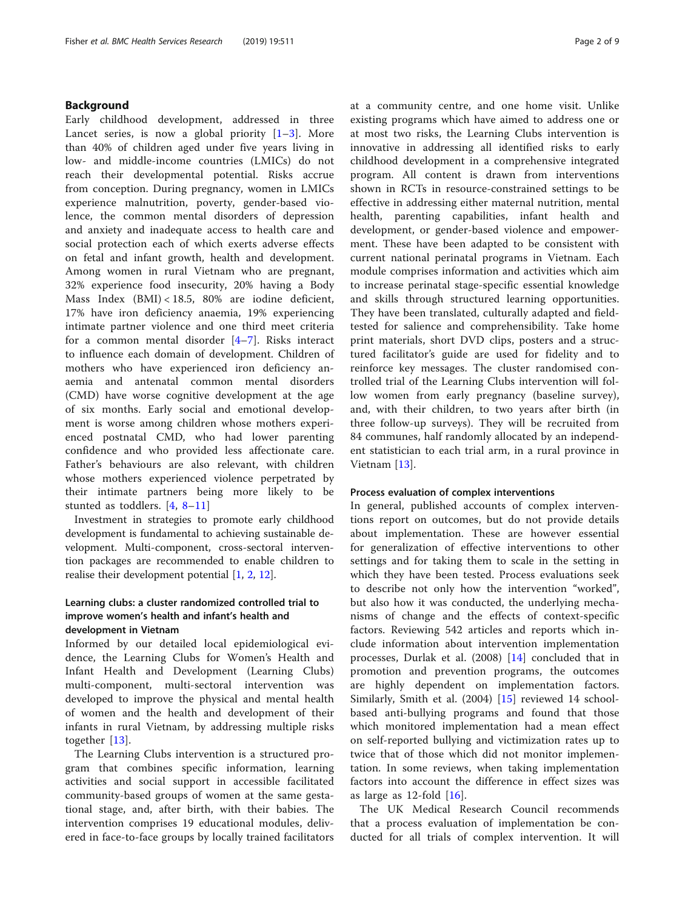## Background

Early childhood development, addressed in three Lancet series, is now a global priority [1–3]. More than 40% of children aged under five years living in low- and middle-income countries (LMICs) do not reach their developmental potential. Risks accrue from conception. During pregnancy, women in LMICs experience malnutrition, poverty, gender-based violence, the common mental disorders of depression and anxiety and inadequate access to health care and social protection each of which exerts adverse effects on fetal and infant growth, health and development. Among women in rural Vietnam who are pregnant, 32% experience food insecurity, 20% having a Body Mass Index (BMI) < 18.5, 80% are iodine deficient, 17% have iron deficiency anaemia, 19% experiencing intimate partner violence and one third meet criteria for a common mental disorder [4–7]. Risks interact to influence each domain of development. Children of mothers who have experienced iron deficiency anaemia and antenatal common mental disorders (CMD) have worse cognitive development at the age of six months. Early social and emotional development is worse among children whose mothers experienced postnatal CMD, who had lower parenting confidence and who provided less affectionate care. Father's behaviours are also relevant, with children whose mothers experienced violence perpetrated by their intimate partners being more likely to be stunted as toddlers. [4, 8–11]

Investment in strategies to promote early childhood development is fundamental to achieving sustainable development. Multi-component, cross-sectoral intervention packages are recommended to enable children to realise their development potential [1, 2, 12].

### Learning clubs: a cluster randomized controlled trial to improve women's health and infant's health and development in Vietnam

Informed by our detailed local epidemiological evidence, the Learning Clubs for Women's Health and Infant Health and Development (Learning Clubs) multi-component, multi-sectoral intervention was developed to improve the physical and mental health of women and the health and development of their infants in rural Vietnam, by addressing multiple risks together [13].

The Learning Clubs intervention is a structured program that combines specific information, learning activities and social support in accessible facilitated community-based groups of women at the same gestational stage, and, after birth, with their babies. The intervention comprises 19 educational modules, delivered in face-to-face groups by locally trained facilitators at a community centre, and one home visit. Unlike existing programs which have aimed to address one or at most two risks, the Learning Clubs intervention is innovative in addressing all identified risks to early childhood development in a comprehensive integrated program. All content is drawn from interventions shown in RCTs in resource-constrained settings to be effective in addressing either maternal nutrition, mental health, parenting capabilities, infant health and development, or gender-based violence and empowerment. These have been adapted to be consistent with current national perinatal programs in Vietnam. Each module comprises information and activities which aim to increase perinatal stage-specific essential knowledge and skills through structured learning opportunities. They have been translated, culturally adapted and field-tested for salience and comprehensibility. Take home print materials, short DVD clips, posters and a structured facilitator's guide are used for fidelity and to reinforce key messages. The cluster randomised controlled trial of the Learning Clubs intervention will follow women from early pregnancy (baseline survey), and, with their children, to two years after birth (in three follow-up surveys). They will be recruited from 84 communes, half randomly allocated by an independent statistician to each trial arm, in a rural province in Vietnam [13].

### Process evaluation of complex interventions

In general, published accounts of complex interventions report on outcomes, but do not provide details about implementation. These are however essential for generalization of effective interventions to other settings and for taking them to scale in the setting in which they have been tested. Process evaluations seek to describe not only how the intervention "worked", but also how it was conducted, the underlying mechanisms of change and the effects of context-specific factors. Reviewing 542 articles and reports which include information about intervention implementation processes, Durlak et al. (2008) [14] concluded that in promotion and prevention programs, the outcomes are highly dependent on implementation factors. Similarly, Smith et al. (2004) [15] reviewed 14 school-based anti-bullying programs and found that those which monitored implementation had a mean effect on self-reported bullying and victimization rates up to twice that of those which did not monitor implementation. In some reviews, when taking implementation factors into account the difference in effect sizes was as large as 12-fold [16].

The UK Medical Research Council recommends that a process evaluation of implementation be conducted for all trials of complex intervention. It will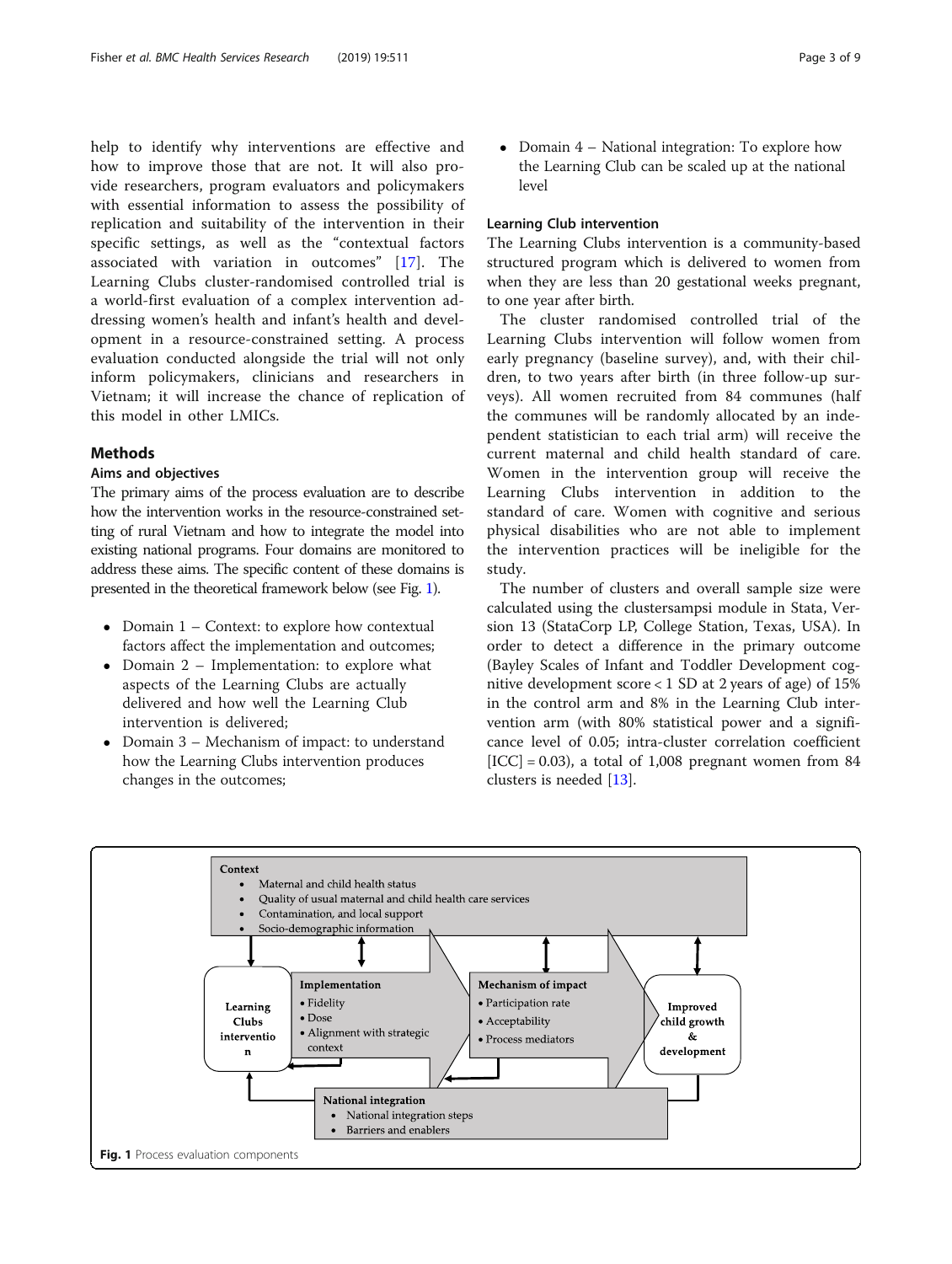help to identify why interventions are effective and how to improve those that are not. It will also provide researchers, program evaluators and policymakers with essential information to assess the possibility of replication and suitability of the intervention in their specific settings, as well as the "contextual factors associated with variation in outcomes" [17]. The Learning Clubs cluster-randomised controlled trial is a world-first evaluation of a complex intervention addressing women's health and infant's health and development in a resource-constrained setting. A process evaluation conducted alongside the trial will not only inform policymakers, clinicians and researchers in Vietnam; it will increase the chance of replication of this model in other LMICs.

## Methods

### Aims and objectives

The primary aims of the process evaluation are to describe how the intervention works in the resource-constrained setting of rural Vietnam and how to integrate the model into existing national programs. Four domains are monitored to address these aims. The specific content of these domains is presented in the theoretical framework below (see Fig. 1).

- Domain 1 – Context: to explore how contextual factors affect the implementation and outcomes;
- Domain 2 – Implementation: to explore what aspects of the Learning Clubs are actually delivered and how well the Learning Club intervention is delivered;
- Domain 3 – Mechanism of impact: to understand how the Learning Clubs intervention produces changes in the outcomes;
- Domain 4 – National integration: To explore how the Learning Club can be scaled up at the national level

### Learning Club intervention

The Learning Clubs intervention is a community-based structured program which is delivered to women from when they are less than 20 gestational weeks pregnant, to one year after birth.

The cluster randomised controlled trial of the Learning Clubs intervention will follow women from early pregnancy (baseline survey), and, with their children, to two years after birth (in three follow-up surveys). All women recruited from 84 communes (half the communes will be randomly allocated by an independent statistician to each trial arm) will receive the current maternal and child health standard of care. Women in the intervention group will receive the Learning Clubs intervention in addition to the standard of care. Women with cognitive and serious physical disabilities who are not able to implement the intervention practices will be ineligible for the study.

The number of clusters and overall sample size were calculated using the clustersampsi module in Stata, Version 13 (StataCorp LP, College Station, Texas, USA). In order to detect a difference in the primary outcome (Bayley Scales of Infant and Toddler Development cognitive development score < 1 SD at 2 years of age) of 15% in the control arm and 8% in the Learning Club intervention arm (with 80% statistical power and a significance level of 0.05; intra-cluster correlation coefficient [ICC] = 0.03), a total of 1,008 pregnant women from 84 clusters is needed [13].

**Fig. 1** Process evaluation components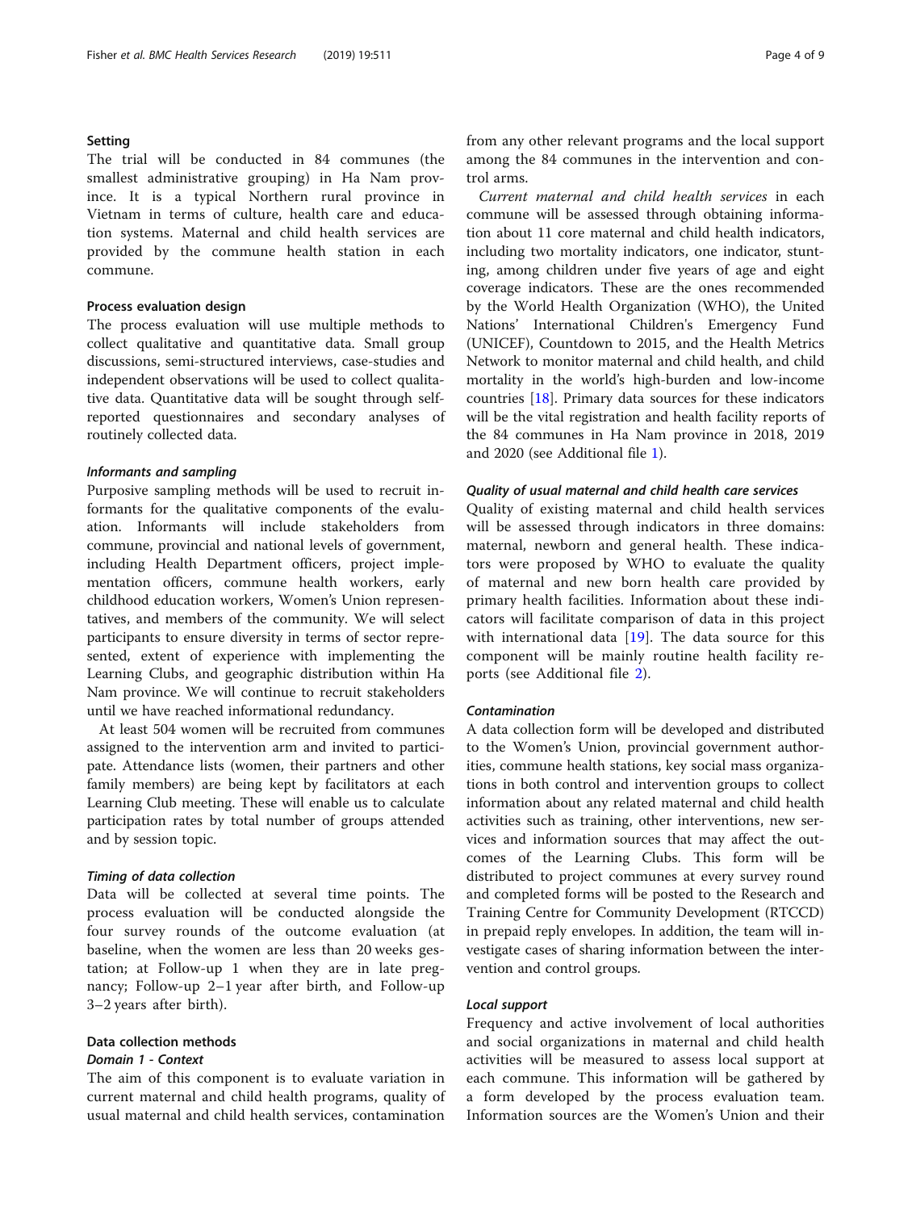## Setting

The trial will be conducted in 84 communes (the smallest administrative grouping) in Ha Nam province. It is a typical Northern rural province in Vietnam in terms of culture, health care and education systems. Maternal and child health services are provided by the commune health station in each commune.

## Process evaluation design

The process evaluation will use multiple methods to collect qualitative and quantitative data. Small group discussions, semi-structured interviews, case-studies and independent observations will be used to collect qualitative data. Quantitative data will be sought through self-reported questionnaires and secondary analyses of routinely collected data.

### *Informants and sampling*

Purposive sampling methods will be used to recruit informants for the qualitative components of the evaluation. Informants will include stakeholders from commune, provincial and national levels of government, including Health Department officers, project implementation officers, commune health workers, early childhood education workers, Women's Union representatives, and members of the community. We will select participants to ensure diversity in terms of sector represented, extent of experience with implementing the Learning Clubs, and geographic distribution within Ha Nam province. We will continue to recruit stakeholders until we have reached informational redundancy.

At least 504 women will be recruited from communes assigned to the intervention arm and invited to participate. Attendance lists (women, their partners and other family members) are being kept by facilitators at each Learning Club meeting. These will enable us to calculate participation rates by total number of groups attended and by session topic.

### *Timing of data collection*

Data will be collected at several time points. The process evaluation will be conducted alongside the four survey rounds of the outcome evaluation (at baseline, when the women are less than 20 weeks gestation; at Follow-up 1 when they are in late pregnancy; Follow-up 2–1 year after birth, and Follow-up 3–2 years after birth).

## Data collection methods

### *Domain 1 - Context*

The aim of this component is to evaluate variation in current maternal and child health programs, quality of usual maternal and child health services, contamination from any other relevant programs and the local support among the 84 communes in the intervention and control arms.

*Current maternal and child health services* in each commune will be assessed through obtaining information about 11 core maternal and child health indicators, including two mortality indicators, one indicator, stunting, among children under five years of age and eight coverage indicators. These are the ones recommended by the World Health Organization (WHO), the United Nations' International Children's Emergency Fund (UNICEF), Countdown to 2015, and the Health Metrics Network to monitor maternal and child health, and child mortality in the world's high-burden and low-income countries [18]. Primary data sources for these indicators will be the vital registration and health facility reports of the 84 communes in Ha Nam province in 2018, 2019 and 2020 (see Additional file 1).

### *Quality of usual maternal and child health care services*

Quality of existing maternal and child health services will be assessed through indicators in three domains: maternal, newborn and general health. These indicators were proposed by WHO to evaluate the quality of maternal and new born health care provided by primary health facilities. Information about these indicators will facilitate comparison of data in this project with international data [19]. The data source for this component will be mainly routine health facility reports (see Additional file 2).

### *Contamination*

A data collection form will be developed and distributed to the Women's Union, provincial government authorities, commune health stations, key social mass organizations in both control and intervention groups to collect information about any related maternal and child health activities such as training, other interventions, new services and information sources that may affect the outcomes of the Learning Clubs. This form will be distributed to project communes at every survey round and completed forms will be posted to the Research and Training Centre for Community Development (RTCCD) in prepaid reply envelopes. In addition, the team will investigate cases of sharing information between the intervention and control groups.

### *Local support*

Frequency and active involvement of local authorities and social organizations in maternal and child health activities will be measured to assess local support at each commune. This information will be gathered by a form developed by the process evaluation team. Information sources are the Women's Union and their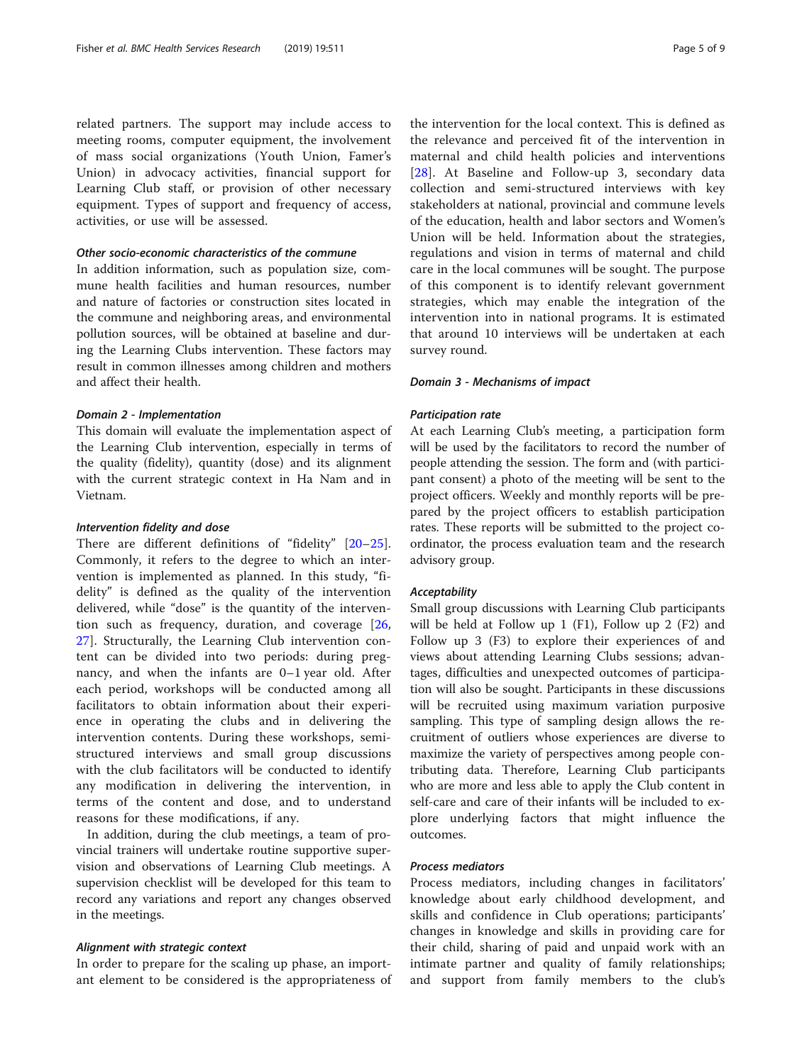related partners. The support may include access to meeting rooms, computer equipment, the involvement of mass social organizations (Youth Union, Famer's Union) in advocacy activities, financial support for Learning Club staff, or provision of other necessary equipment. Types of support and frequency of access, activities, or use will be assessed.

#### *Other socio-economic characteristics of the commune*

In addition information, such as population size, commune health facilities and human resources, number and nature of factories or construction sites located in the commune and neighboring areas, and environmental pollution sources, will be obtained at baseline and during the Learning Clubs intervention. These factors may result in common illnesses among children and mothers and affect their health.

### *Domain 2 - Implementation*

This domain will evaluate the implementation aspect of the Learning Club intervention, especially in terms of the quality (fidelity), quantity (dose) and its alignment with the current strategic context in Ha Nam and in Vietnam.

#### *Intervention fidelity and dose*

There are different definitions of "fidelity" [20–25]. Commonly, it refers to the degree to which an intervention is implemented as planned. In this study, "fidelity" is defined as the quality of the intervention delivered, while "dose" is the quantity of the intervention such as frequency, duration, and coverage [26, 27]. Structurally, the Learning Club intervention content can be divided into two periods: during pregnancy, and when the infants are 0–1 year old. After each period, workshops will be conducted among all facilitators to obtain information about their experience in operating the clubs and in delivering the intervention contents. During these workshops, semi-structured interviews and small group discussions with the club facilitators will be conducted to identify any modification in delivering the intervention, in terms of the content and dose, and to understand reasons for these modifications, if any.

In addition, during the club meetings, a team of provincial trainers will undertake routine supportive supervision and observations of Learning Club meetings. A supervision checklist will be developed for this team to record any variations and report any changes observed in the meetings.

#### *Alignment with strategic context*

In order to prepare for the scaling up phase, an important element to be considered is the appropriateness of the intervention for the local context. This is defined as the relevance and perceived fit of the intervention in maternal and child health policies and interventions [28]. At Baseline and Follow-up 3, secondary data collection and semi-structured interviews with key stakeholders at national, provincial and commune levels of the education, health and labor sectors and Women's Union will be held. Information about the strategies, regulations and vision in terms of maternal and child care in the local communes will be sought. The purpose of this component is to identify relevant government strategies, which may enable the integration of the intervention into in national programs. It is estimated that around 10 interviews will be undertaken at each survey round.

### *Domain 3 - Mechanisms of impact*

#### *Participation rate*

At each Learning Club's meeting, a participation form will be used by the facilitators to record the number of people attending the session. The form and (with participant consent) a photo of the meeting will be sent to the project officers. Weekly and monthly reports will be prepared by the project officers to establish participation rates. These reports will be submitted to the project coordinator, the process evaluation team and the research advisory group.

#### *Acceptability*

Small group discussions with Learning Club participants will be held at Follow up 1 (F1), Follow up 2 (F2) and Follow up 3 (F3) to explore their experiences of and views about attending Learning Clubs sessions; advantages, difficulties and unexpected outcomes of participation will also be sought. Participants in these discussions will be recruited using maximum variation purposive sampling. This type of sampling design allows the recruitment of outliers whose experiences are diverse to maximize the variety of perspectives among people contributing data. Therefore, Learning Club participants who are more and less able to apply the Club content in self-care and care of their infants will be included to explore underlying factors that might influence the outcomes.

#### *Process mediators*

Process mediators, including changes in facilitators' knowledge about early childhood development, and skills and confidence in Club operations; participants' changes in knowledge and skills in providing care for their child, sharing of paid and unpaid work with an intimate partner and quality of family relationships; and support from family members to the club's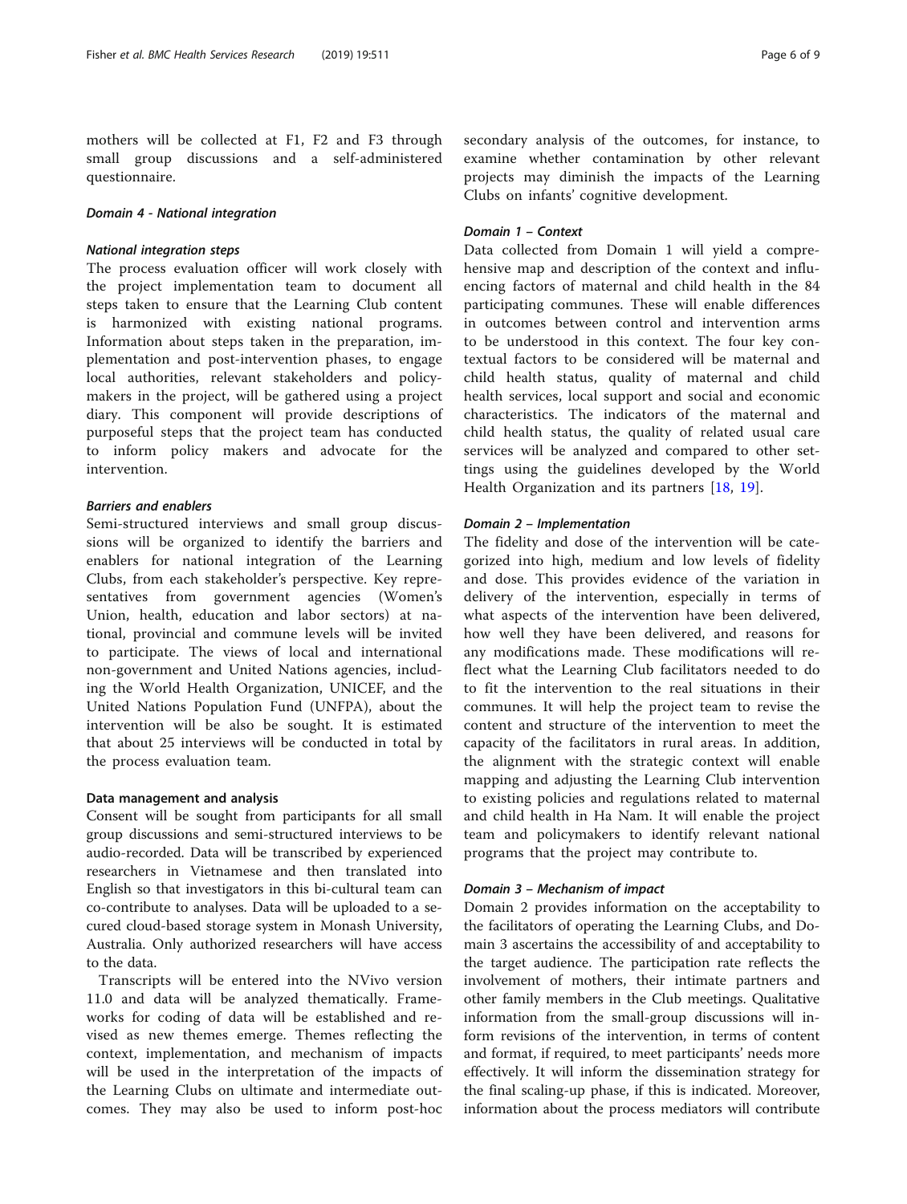mothers will be collected at F1, F2 and F3 through small group discussions and a self-administered questionnaire.

#### *Domain 4 - National integration*

##### *National integration steps*

The process evaluation officer will work closely with the project implementation team to document all steps taken to ensure that the Learning Club content is harmonized with existing national programs. Information about steps taken in the preparation, implementation and post-intervention phases, to engage local authorities, relevant stakeholders and policy-makers in the project, will be gathered using a project diary. This component will provide descriptions of purposeful steps that the project team has conducted to inform policy makers and advocate for the intervention.

##### *Barriers and enablers*

Semi-structured interviews and small group discussions will be organized to identify the barriers and enablers for national integration of the Learning Clubs, from each stakeholder's perspective. Key representatives from government agencies (Women's Union, health, education and labor sectors) at national, provincial and commune levels will be invited to participate. The views of local and international non-government and United Nations agencies, including the World Health Organization, UNICEF, and the United Nations Population Fund (UNFPA), about the intervention will be also be sought. It is estimated that about 25 interviews will be conducted in total by the process evaluation team.

### Data management and analysis

Consent will be sought from participants for all small group discussions and semi-structured interviews to be audio-recorded. Data will be transcribed by experienced researchers in Vietnamese and then translated into English so that investigators in this bi-cultural team can co-contribute to analyses. Data will be uploaded to a secured cloud-based storage system in Monash University, Australia. Only authorized researchers will have access to the data.

Transcripts will be entered into the NVivo version 11.0 and data will be analyzed thematically. Frameworks for coding of data will be established and revised as new themes emerge. Themes reflecting the context, implementation, and mechanism of impacts will be used in the interpretation of the impacts of the Learning Clubs on ultimate and intermediate outcomes. They may also be used to inform post-hoc secondary analysis of the outcomes, for instance, to examine whether contamination by other relevant projects may diminish the impacts of the Learning Clubs on infants' cognitive development.

#### *Domain 1 – Context*

Data collected from Domain 1 will yield a comprehensive map and description of the context and influencing factors of maternal and child health in the 84 participating communes. These will enable differences in outcomes between control and intervention arms to be understood in this context. The four key contextual factors to be considered will be maternal and child health status, quality of maternal and child health services, local support and social and economic characteristics. The indicators of the maternal and child health status, the quality of related usual care services will be analyzed and compared to other settings using the guidelines developed by the World Health Organization and its partners [18, 19].

#### *Domain 2 – Implementation*

The fidelity and dose of the intervention will be categorized into high, medium and low levels of fidelity and dose. This provides evidence of the variation in delivery of the intervention, especially in terms of what aspects of the intervention have been delivered, how well they have been delivered, and reasons for any modifications made. These modifications will reflect what the Learning Club facilitators needed to do to fit the intervention to the real situations in their communes. It will help the project team to revise the content and structure of the intervention to meet the capacity of the facilitators in rural areas. In addition, the alignment with the strategic context will enable mapping and adjusting the Learning Club intervention to existing policies and regulations related to maternal and child health in Ha Nam. It will enable the project team and policymakers to identify relevant national programs that the project may contribute to.

#### *Domain 3 – Mechanism of impact*

Domain 2 provides information on the acceptability to the facilitators of operating the Learning Clubs, and Domain 3 ascertains the accessibility of and acceptability to the target audience. The participation rate reflects the involvement of mothers, their intimate partners and other family members in the Club meetings. Qualitative information from the small-group discussions will inform revisions of the intervention, in terms of content and format, if required, to meet participants' needs more effectively. It will inform the dissemination strategy for the final scaling-up phase, if this is indicated. Moreover, information about the process mediators will contribute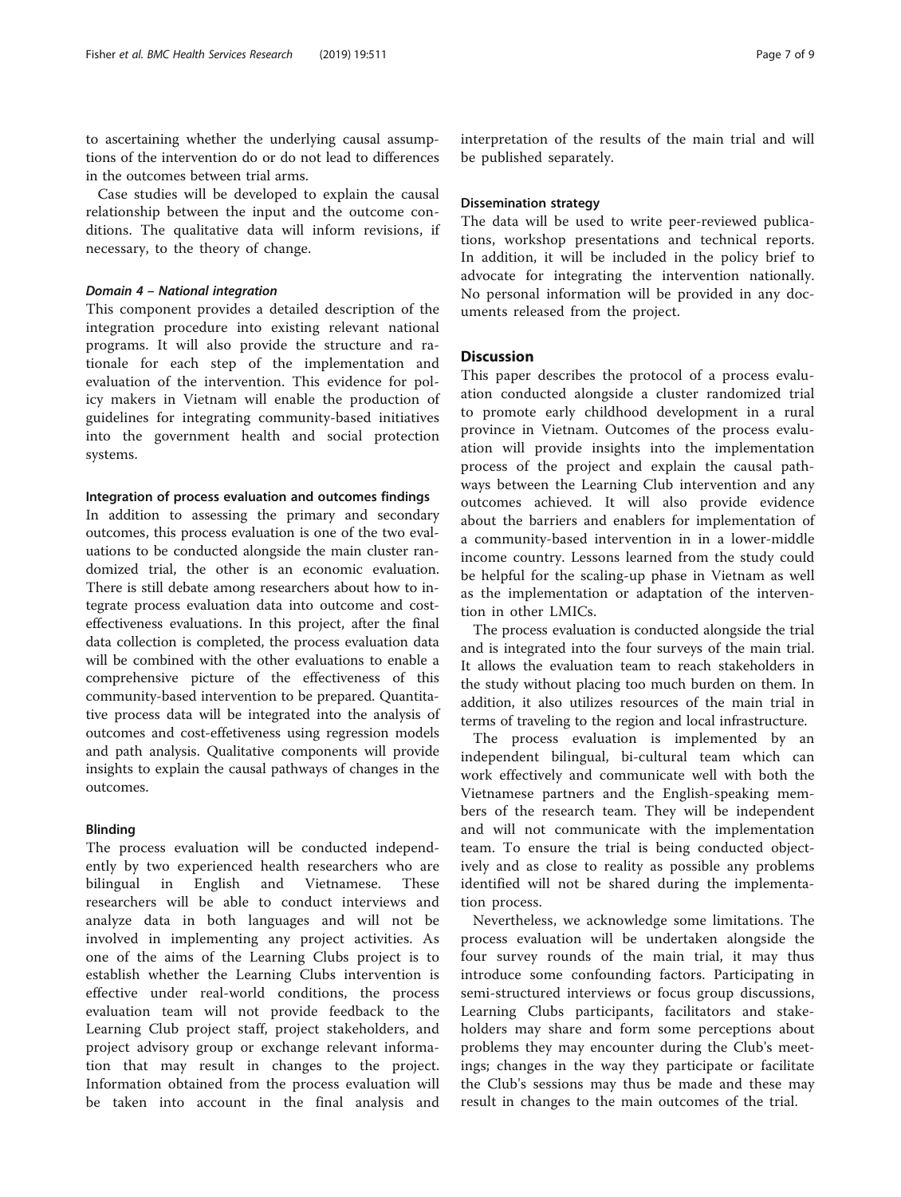to ascertaining whether the underlying causal assumptions of the intervention do or do not lead to differences in the outcomes between trial arms.

Case studies will be developed to explain the causal relationship between the input and the outcome conditions. The qualitative data will inform revisions, if necessary, to the theory of change.

#### *Domain 4 – National integration*

This component provides a detailed description of the integration procedure into existing relevant national programs. It will also provide the structure and rationale for each step of the implementation and evaluation of the intervention. This evidence for policy makers in Vietnam will enable the production of guidelines for integrating community-based initiatives into the government health and social protection systems.

### Integration of process evaluation and outcomes findings

In addition to assessing the primary and secondary outcomes, this process evaluation is one of the two evaluations to be conducted alongside the main cluster randomized trial, the other is an economic evaluation. There is still debate among researchers about how to integrate process evaluation data into outcome and cost-effectiveness evaluations. In this project, after the final data collection is completed, the process evaluation data will be combined with the other evaluations to enable a comprehensive picture of the effectiveness of this community-based intervention to be prepared. Quantitative process data will be integrated into the analysis of outcomes and cost-effetiveness using regression models and path analysis. Qualitative components will provide insights to explain the causal pathways of changes in the outcomes.

### Blinding

The process evaluation will be conducted independently by two experienced health researchers who are bilingual in English and Vietnamese. These researchers will be able to conduct interviews and analyze data in both languages and will not be involved in implementing any project activities. As one of the aims of the Learning Clubs project is to establish whether the Learning Clubs intervention is effective under real-world conditions, the process evaluation team will not provide feedback to the Learning Club project staff, project stakeholders, and project advisory group or exchange relevant information that may result in changes to the project. Information obtained from the process evaluation will be taken into account in the final analysis and interpretation of the results of the main trial and will be published separately.

### Dissemination strategy

The data will be used to write peer-reviewed publications, workshop presentations and technical reports. In addition, it will be included in the policy brief to advocate for integrating the intervention nationally. No personal information will be provided in any documents released from the project.

## Discussion

This paper describes the protocol of a process evaluation conducted alongside a cluster randomized trial to promote early childhood development in a rural province in Vietnam. Outcomes of the process evaluation will provide insights into the implementation process of the project and explain the causal pathways between the Learning Club intervention and any outcomes achieved. It will also provide evidence about the barriers and enablers for implementation of a community-based intervention in in a lower-middle income country. Lessons learned from the study could be helpful for the scaling-up phase in Vietnam as well as the implementation or adaptation of the intervention in other LMICs.

The process evaluation is conducted alongside the trial and is integrated into the four surveys of the main trial. It allows the evaluation team to reach stakeholders in the study without placing too much burden on them. In addition, it also utilizes resources of the main trial in terms of traveling to the region and local infrastructure.

The process evaluation is implemented by an independent bilingual, bi-cultural team which can work effectively and communicate well with both the Vietnamese partners and the English-speaking members of the research team. They will be independent and will not communicate with the implementation team. To ensure the trial is being conducted objectively and as close to reality as possible any problems identified will not be shared during the implementation process.

Nevertheless, we acknowledge some limitations. The process evaluation will be undertaken alongside the four survey rounds of the main trial, it may thus introduce some confounding factors. Participating in semi-structured interviews or focus group discussions, Learning Clubs participants, facilitators and stakeholders may share and form some perceptions about problems they may encounter during the Club's meetings; changes in the way they participate or facilitate the Club's sessions may thus be made and these may result in changes to the main outcomes of the trial.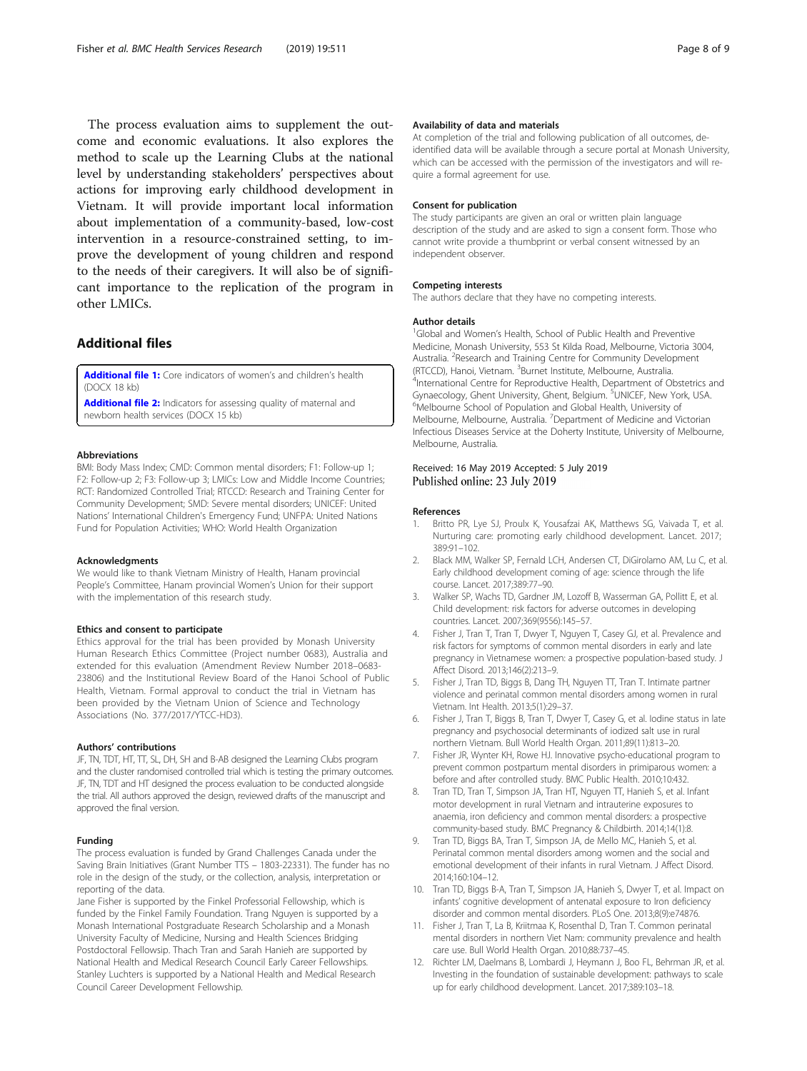The process evaluation aims to supplement the outcome and economic evaluations. It also explores the method to scale up the Learning Clubs at the national level by understanding stakeholders' perspectives about actions for improving early childhood development in Vietnam. It will provide important local information about implementation of a community-based, low-cost intervention in a resource-constrained setting, to improve the development of young children and respond to the needs of their caregivers. It will also be of significant importance to the replication of the program in other LMICs.

## Additional files

**Additional file 1:** Core indicators of women's and children's health (DOCX 18 kb)

**Additional file 2:** Indicators for assessing quality of maternal and newborn health services (DOCX 15 kb)

#### Abbreviations

BMI: Body Mass Index; CMD: Common mental disorders; F1: Follow-up 1; F2: Follow-up 2; F3: Follow-up 3; LMICs: Low and Middle Income Countries; RCT: Randomized Controlled Trial; RTCCD: Research and Training Center for Community Development; SMD: Severe mental disorders; UNICEF: United Nations' International Children's Emergency Fund; UNFPA: United Nations Fund for Population Activities; WHO: World Health Organization

#### Acknowledgments

We would like to thank Vietnam Ministry of Health, Hanam provincial People's Committee, Hanam provincial Women's Union for their support with the implementation of this research study.

#### Ethics and consent to participate

Ethics approval for the trial has been provided by Monash University Human Research Ethics Committee (Project number 0683), Australia and extended for this evaluation (Amendment Review Number 2018–0683-23806) and the Institutional Review Board of the Hanoi School of Public Health, Vietnam. Formal approval to conduct the trial in Vietnam has been provided by the Vietnam Union of Science and Technology Associations (No. 377/2017/YTCC-HD3).

#### Authors' contributions

JF, TN, TDT, HT, TT, SL, DH, SH and B-AB designed the Learning Clubs program and the cluster randomised controlled trial which is testing the primary outcomes. JF, TN, TDT and HT designed the process evaluation to be conducted alongside the trial. All authors approved the design, reviewed drafts of the manuscript and approved the final version.

#### Funding

The process evaluation is funded by Grand Challenges Canada under the Saving Brain Initiatives (Grant Number TTS – 1803-22331). The funder has no role in the design of the study, or the collection, analysis, interpretation or reporting of the data.

Jane Fisher is supported by the Finkel Professorial Fellowship, which is funded by the Finkel Family Foundation. Trang Nguyen is supported by a Monash International Postgraduate Research Scholarship and a Monash University Faculty of Medicine, Nursing and Health Sciences Bridging Postdoctoral Fellowsip. Thach Tran and Sarah Hanieh are supported by National Health and Medical Research Council Early Career Fellowships. Stanley Luchters is supported by a National Health and Medical Research Council Career Development Fellowship.

#### Availability of data and materials

At completion of the trial and following publication of all outcomes, de-identified data will be available through a secure portal at Monash University, which can be accessed with the permission of the investigators and will require a formal agreement for use.

#### Consent for publication

The study participants are given an oral or written plain language description of the study and are asked to sign a consent form. Those who cannot write provide a thumbprint or verbal consent witnessed by an independent observer.

#### Competing interests

The authors declare that they have no competing interests.

#### Author details

[1]Global and Women's Health, School of Public Health and Preventive Medicine, Monash University, 553 St Kilda Road, Melbourne, Victoria 3004, Australia. [2]Research and Training Centre for Community Development (RTCCD), Hanoi, Vietnam. [3]Burnet Institute, Melbourne, Australia. [4]International Centre for Reproductive Health, Department of Obstetrics and Gynaecology, Ghent University, Ghent, Belgium. [5]UNICEF, New York, USA. [6]Melbourne School of Population and Global Health, University of Melbourne, Melbourne, Australia. [7]Department of Medicine and Victorian Infectious Diseases Service at the Doherty Institute, University of Melbourne, Melbourne, Australia.

Received: 16 May 2019 Accepted: 5 July 2019
Published online: 23 July 2019

#### References

1. Britto PR, Lye SJ, Proulx K, Yousafzai AK, Matthews SG, Vaivada T, et al. Nurturing care: promoting early childhood development. Lancet. 2017;389:91–102.
2. Black MM, Walker SP, Fernald LCH, Andersen CT, DiGirolamo AM, Lu C, et al. Early childhood development coming of age: science through the life course. Lancet. 2017;389:77–90.
3. Walker SP, Wachs TD, Gardner JM, Lozoff B, Wasserman GA, Pollitt E, et al. Child development: risk factors for adverse outcomes in developing countries. Lancet. 2007;369(9556):145–57.
4. Fisher J, Tran T, Tran T, Dwyer T, Nguyen T, Casey GJ, et al. Prevalence and risk factors for symptoms of common mental disorders in early and late pregnancy in Vietnamese women: a prospective population-based study. J Affect Disord. 2013;146(2):213–9.
5. Fisher J, Tran TD, Biggs B, Dang TH, Nguyen TT, Tran T. Intimate partner violence and perinatal common mental disorders among women in rural Vietnam. Int Health. 2013;5(1):29–37.
6. Fisher J, Tran T, Biggs B, Tran T, Dwyer T, Casey G, et al. Iodine status in late pregnancy and psychosocial determinants of iodized salt use in rural northern Vietnam. Bull World Health Organ. 2011;89(11):813–20.
7. Fisher JR, Wynter KH, Rowe HJ. Innovative psycho-educational program to prevent common postpartum mental disorders in primiparous women: a before and after controlled study. BMC Public Health. 2010;10:432.
8. Tran TD, Tran T, Simpson JA, Tran HT, Nguyen TT, Hanieh S, et al. Infant motor development in rural Vietnam and intrauterine exposures to anaemia, iron deficiency and common mental disorders: a prospective community-based study. BMC Pregnancy & Childbirth. 2014;14(1):8.
9. Tran TD, Biggs BA, Tran T, Simpson JA, de Mello MC, Hanieh S, et al. Perinatal common mental disorders among women and the social and emotional development of their infants in rural Vietnam. J Affect Disord. 2014;160:104–12.
10. Tran TD, Biggs B-A, Tran T, Simpson JA, Hanieh S, Dwyer T, et al. Impact on infants' cognitive development of antenatal exposure to Iron deficiency disorder and common mental disorders. PLoS One. 2013;8(9):e74876.
11. Fisher J, Tran T, La B, Kriitmaa K, Rosenthal D, Tran T. Common perinatal mental disorders in northern Viet Nam: community prevalence and health care use. Bull World Health Organ. 2010;88:737–45.
12. Richter LM, Daelmans B, Lombardi J, Heymann J, Boo FL, Behrman JR, et al. Investing in the foundation of sustainable development: pathways to scale up for early childhood development. Lancet. 2017;389:103–18.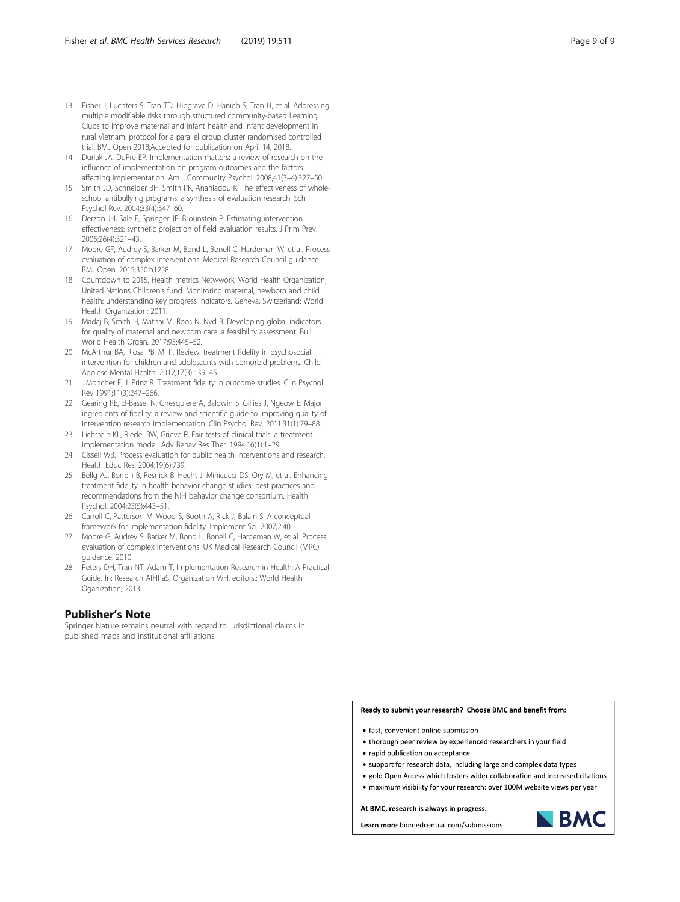13. Fisher J, Luchters S, Tran TD, Hipgrave D, Hanieh S, Tran H, et al. Addressing multiple modifiable risks through structured community-based Learning Clubs to improve maternal and infant health and infant development in rural Vietnam: protocol for a parallel group cluster randomised controlled trial. BMJ Open 2018;Accepted for publication on April 14, 2018.
14. Durlak JA, DuPre EP. Implementation matters: a review of research on the influence of implementation on program outcomes and the factors affecting implementation. Am J Community Psychol. 2008;41(3–4):327–50.
15. Smith JD, Schneider BH, Smith PK, Ananiadou K. The effectiveness of whole-school antibullying programs: a synthesis of evaluation research. Sch Psychol Rev. 2004;33(4):547–60.
16. Derzon JH, Sale E, Springer JF, Brounstein P. Estimating intervention effectiveness: synthetic projection of field evaluation results. J Prim Prev. 2005;26(4):321–43.
17. Moore GF, Audrey S, Barker M, Bond L, Bonell C, Hardeman W, et al. Process evaluation of complex interventions: Medical Research Council guidance. BMJ Open. 2015;350:h1258.
18. Countdown to 2015, Health metrics Netwwork, World Health Organization, United Nations Children's fund. Monitoring maternal, newborn and child health: understanding key progress indicators. Geneva, Switzerland: World Health Organization; 2011.
19. Madaj B, Smith H, Mathai M, Roos N, Nvd B. Developing global indicators for quality of maternal and newborn care: a feasibility assessment. Bull World Health Organ. 2017;95:445–52.
20. McArthur BA, Riosa PB, MI P. Review: treatment fidelity in psychosocial intervention for children and adolescents with comorbid problems. Child Adolesc Mental Health. 2012;17(3):139–45.
21. J.Moncher F, J. Prinz R. Treatment fidelity in outcome studies. Clin Psychol Rev 1991;11(3):247–266.
22. Gearing RE, El-Bassel N, Ghesquiere A, Baldwin S, Gillies J, Ngeow E. Major ingredients of fidelity: a review and scientific guide to improving quality of intervention research implementation. Clin Psychol Rev. 2011;31(1):79–88.
23. Lichstein KL, Riedel BW, Grieve R. Fair tests of clinical trials: a treatment implementation model. Adv Behav Res Ther. 1994;16(1):1–29.
24. Cissell WB. Process evaluation for public health interventions and research. Health Educ Res. 2004;19(6):739.
25. Bellg AJ, Borrelli B, Resnick B, Hecht J, Minicucci DS, Ory M, et al. Enhancing treatment fidelity in health behavior change studies: best practices and recommendations from the NIH behavior change consortium. Health Psychol. 2004;23(5):443–51.
26. Carroll C, Patterson M, Wood S, Booth A, Rick J, Balain S. A conceptual framework for implementation fidelity. Implement Sci. 2007;2:40.
27. Moore G, Audrey S, Barker M, Bond L, Bonell C, Hardeman W, et al. Process evaluation of complex interventions. UK Medical Research Council (MRC) guidance. 2010.
28. Peters DH, Tran NT, Adam T. Implementation Research in Health: A Practical Guide. In: Research AfHPaS, Organization WH, editors.: World Health Oganization; 2013.

## Publisher's Note

Springer Nature remains neutral with regard to jurisdictional claims in published maps and institutional affiliations.

**Ready to submit your research? Choose BMC and benefit from:**

- fast, convenient online submission
- thorough peer review by experienced researchers in your field
- rapid publication on acceptance
- support for research data, including large and complex data types
- gold Open Access which fosters wider collaboration and increased citations
- maximum visibility for your research: over 100M website views per year

**At BMC, research is always in progress.**

**Learn more** biomedcentral.com/submissions